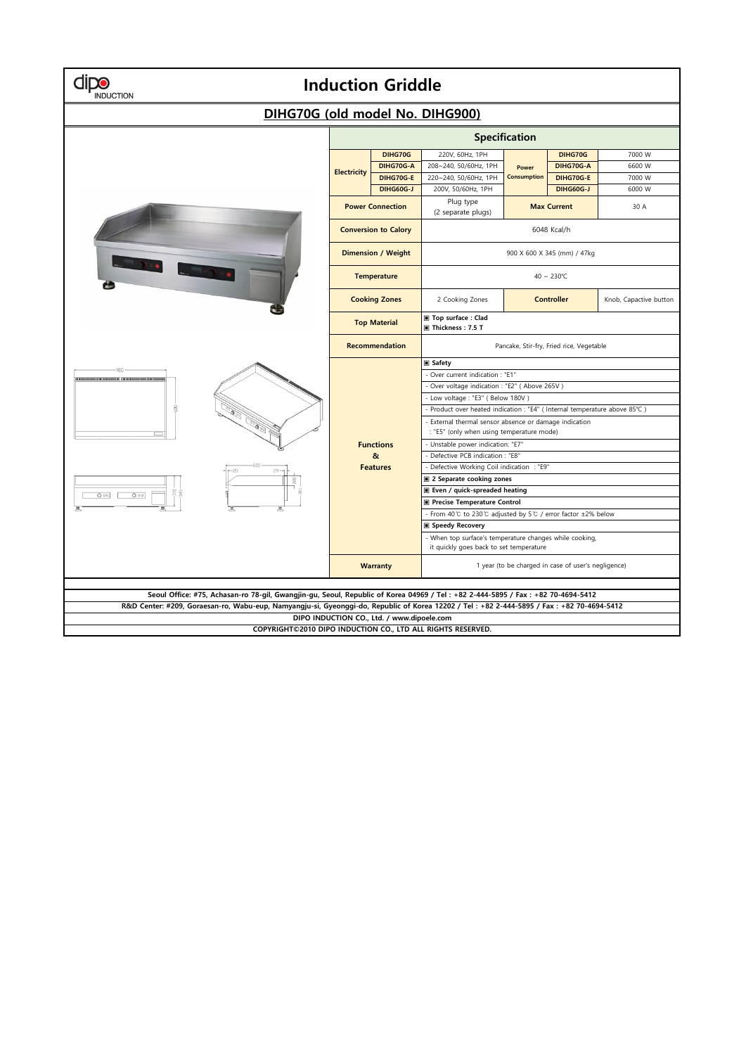# Induction Griddle

## DIHG70G (old model No. DIHG900)

### Specification

| | | | | | |
|---|---|---|---|---|---|
| **Electricity** | **DIHG70G** | 220V, 60Hz, 1PH | **Power Consumption** | **DIHG70G** | 7000 W |
| | **DIHG70G-A** | 208~240, 50/60Hz, 1PH | | **DIHG70G-A** | 6600 W |
| | **DIHG70G-E** | 220~240, 50/60Hz, 1PH | | **DIHG70G-E** | 7000 W |
| | **DIHG60G-J** | 200V, 50/60Hz, 1PH | | **DIHG60G-J** | 6000 W |
| **Power Connection** | | Plug type (2 separate plugs) | **Max Current** | | 30 A |
| **Conversion to Calory** | | 6048 Kcal/h | | | |
| **Dimension / Weight** | | 900 X 600 X 345 (mm) / 47kg | | | |
| **Temperature** | | 40 ~ 230℃ | | | |
| **Cooking Zones** | | 2 Cooking Zones | **Controller** | | Knob, Capacitive button |
| **Top Material** | | ▣ **Top surface : Clad**<br>▣ **Thickness : 7.5 T** | | | |
| **Recommendation** | | Pancake, Stir-fry, Fried rice, Vegetable | | | |
| **Functions & Features** | | ▣ **Safety** | | | |
| | | - Over current indication : "E1" | | | |
| | | - Over voltage indication : "E2" ( Above 265V ) | | | |
| | | - Low voltage : "E3" ( Below 180V ) | | | |
| | | - Product over heated indication : "E4" ( Internal temperature above 85℃ ) | | | |
| | | - External thermal sensor absence or damage indication : "E5" (only when using temperature mode) | | | |
| | | - Unstable power indication: "E7" | | | |
| | | - Defective PCB indication : "E8" | | | |
| | | - Defective Working Coil indication : "E9" | | | |
| | | ▣ **2 Separate cooking zones** | | | |
| | | ▣ **Even / quick-spreaded heating** | | | |
| | | ▣ **Precise Temperature Control** | | | |
| | | - From 40℃ to 230℃ adjusted by 5℃ / error factor ±2% below | | | |
| | | ▣ **Speedy Recovery** | | | |
| | | - When top surface's temperature changes while cooking, it quickly goes back to set temperature | | | |
| **Warranty** | | 1 year (to be charged in case of user's negligence) | | | |

**Seoul Office: #75, Achasan-ro 78-gil, Gwangjin-gu, Seoul, Republic of Korea 04969 / Tel : +82 2-444-5895 / Fax : +82 70-4694-5412**

**R&D Center: #209, Goraesan-ro, Wabu-eup, Namyangju-si, Gyeonggi-do, Republic of Korea 12202 / Tel : +82 2-444-5895 / Fax : +82 70-4694-5412**

**DIPO INDUCTION CO., Ltd. / www.dipoele.com**

**COPYRIGHT©2010 DIPO INDUCTION CO., LTD ALL RIGHTS RESERVED.**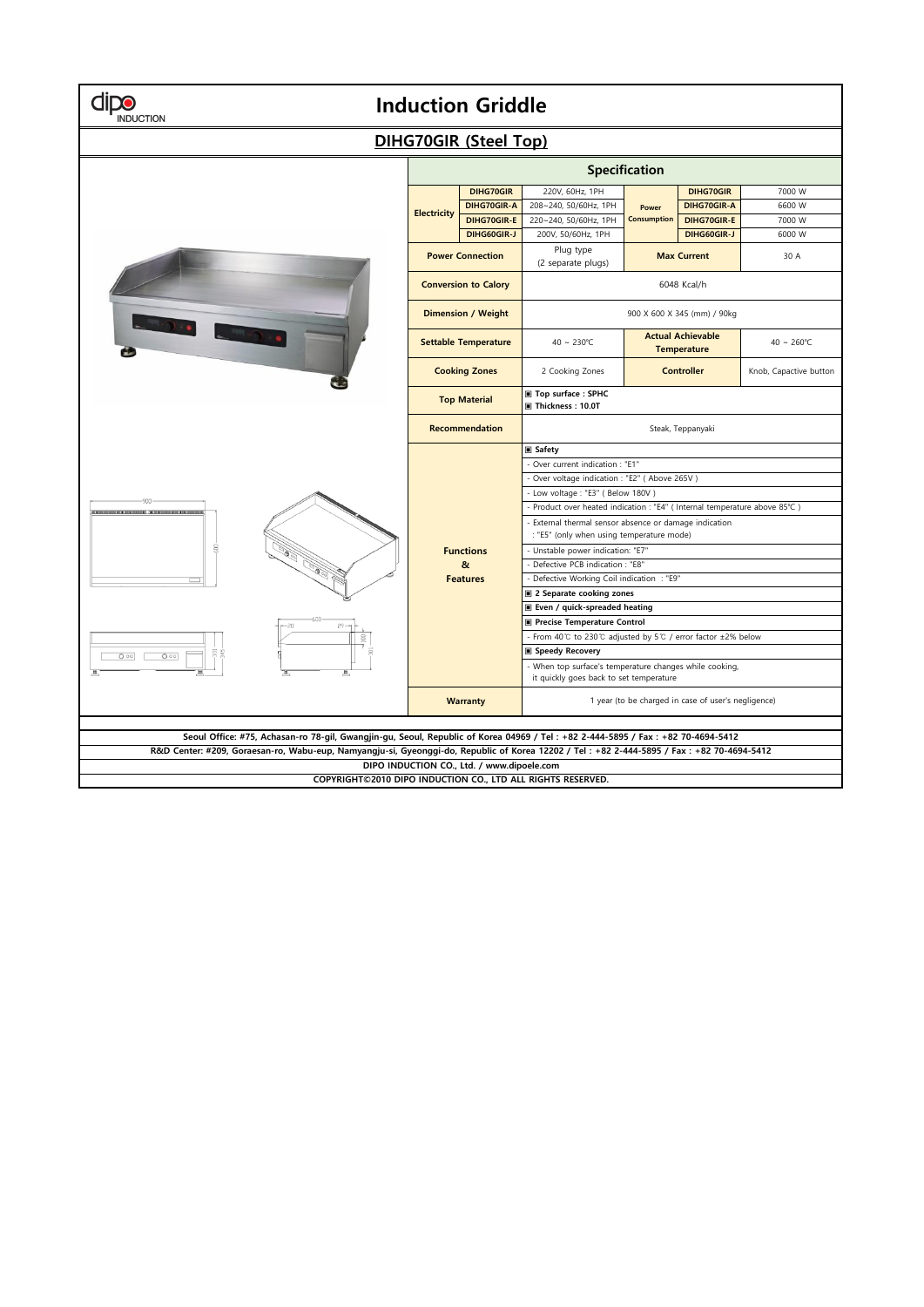# Induction Griddle

## DIHG70GIR (Steel Top)

### Specification

| | | | | | |
|---|---|---|---|---|---|
| Electricity | DIHG70GIR | 220V, 60Hz, 1PH | Power Consumption | DIHG70GIR | 7000 W |
| | DIHG70GIR-A | 208~240, 50/60Hz, 1PH | | DIHG70GIR-A | 6600 W |
| | DIHG70GIR-E | 220~240, 50/60Hz, 1PH | | DIHG70GIR-E | 7000 W |
| | DIHG60GIR-J | 200V, 50/60Hz, 1PH | | DIHG60GIR-J | 6000 W |
| Power Connection | | Plug type (2 separate plugs) | Max Current | | 30 A |
| Conversion to Calory | | 6048 Kcal/h | | | |
| Dimension / Weight | | 900 X 600 X 345 (mm) / 90kg | | | |
| Settable Temperature | | 40 ~ 230℃ | Actual Achievable Temperature | | 40 ~ 260℃ |
| Cooking Zones | | 2 Cooking Zones | Controller | | Knob, Capactive button |
| Top Material | | ▣ **Top surface : SPHC**<br>▣ **Thickness : 10.0T** | | | |
| Recommendation | | Steak, Teppanyaki | | | |
| Functions & Features | | ▣ **Safety** | | | |
| | | - Over current indication : "E1" | | | |
| | | - Over voltage indication : "E2" ( Above 265V ) | | | |
| | | - Low voltage : "E3" ( Below 180V ) | | | |
| | | - Product over heated indication : "E4" ( Internal temperature above 85℃ ) | | | |
| | | - External thermal sensor absence or damage indication : "E5" (only when using temperature mode) | | | |
| | | - Unstable power indication: "E7" | | | |
| | | - Defective PCB indication : "E8" | | | |
| | | - Defective Working Coil indication : "E9" | | | |
| | | ▣ **2 Separate cooking zones** | | | |
| | | ▣ **Even / quick-spreaded heating** | | | |
| | | ▣ **Precise Temperature Control** | | | |
| | | - From 40℃ to 230℃ adjusted by 5℃ / error factor ±2% below | | | |
| | | ▣ **Speedy Recovery** | | | |
| | | - When top surface's temperature changes while cooking, it quickly goes back to set temperature | | | |
| Warranty | | 1 year (to be charged in case of user's negligence) | | | |

**Seoul Office: #75, Achasan-ro 78-gil, Gwangjin-gu, Seoul, Republic of Korea 04969 / Tel : +82 2-444-5895 / Fax : +82 70-4694-5412**

**R&D Center: #209, Goraesan-ro, Wabu-eup, Namyangju-si, Gyeonggi-do, Republic of Korea 12202 / Tel : +82 2-444-5895 / Fax : +82 70-4694-5412**

**DIPO INDUCTION CO., Ltd. / www.dipoele.com**

**COPYRIGHT©2010 DIPO INDUCTION CO., LTD ALL RIGHTS RESERVED.**